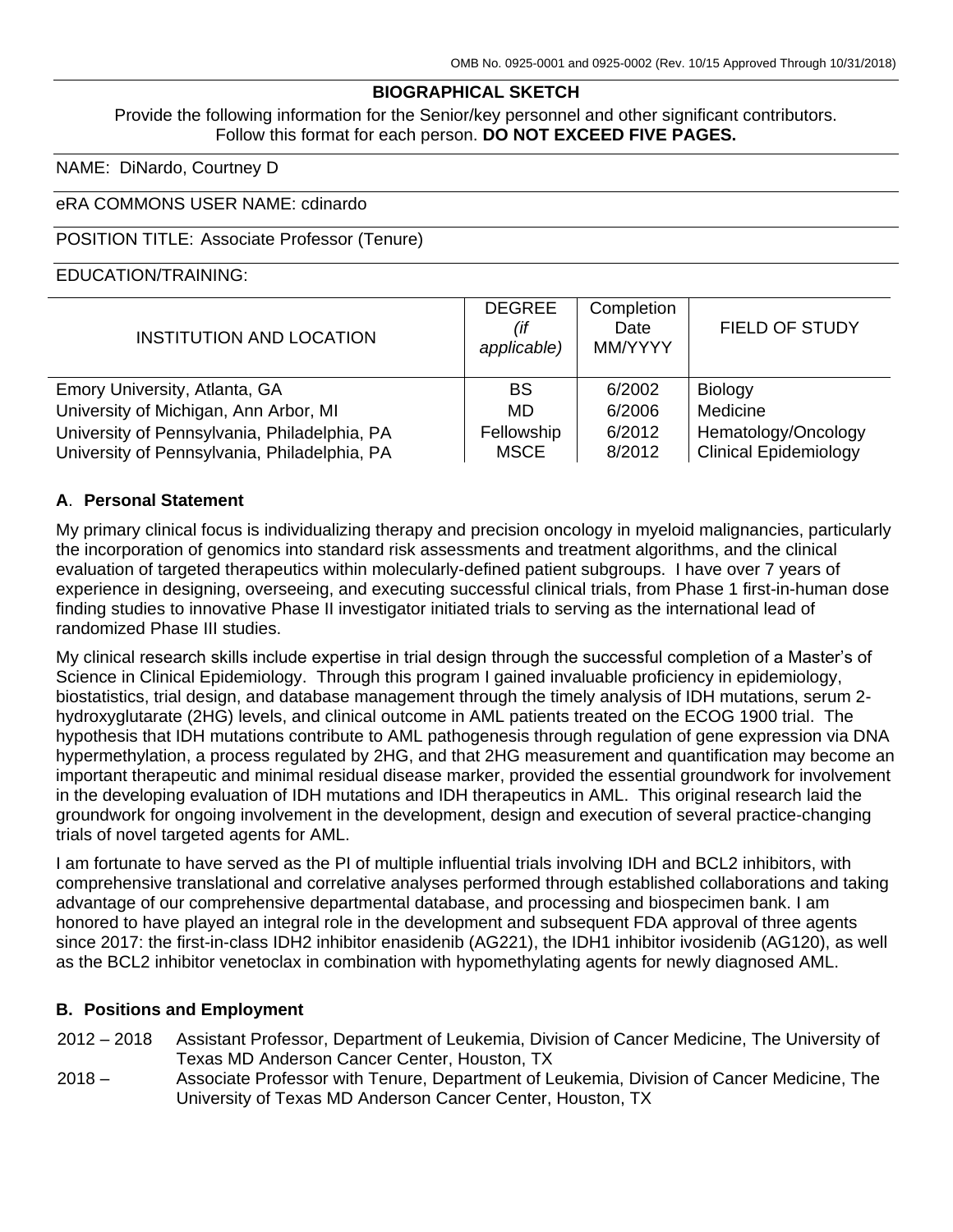OMB No. 0925-0001 and 0925-0002 (Rev. 10/15 Approved Through 10/31/2018)

# BIOGRAPHICAL SKETCH

Provide the following information for the Senior/key personnel and other significant contributors. Follow this format for each person. **DO NOT EXCEED FIVE PAGES.**

NAME: DiNardo, Courtney D

eRA COMMONS USER NAME: cdinardo

POSITION TITLE: Associate Professor (Tenure)

EDUCATION/TRAINING:

| INSTITUTION AND LOCATION | DEGREE *(if applicable)* | Completion Date MM/YYYY | FIELD OF STUDY |
|---|---|---|---|
| Emory University, Atlanta, GA | BS | 6/2002 | Biology |
| University of Michigan, Ann Arbor, MI | MD | 6/2006 | Medicine |
| University of Pennsylvania, Philadelphia, PA | Fellowship | 6/2012 | Hematology/Oncology |
| University of Pennsylvania, Philadelphia, PA | MSCE | 8/2012 | Clinical Epidemiology |

## A. Personal Statement

My primary clinical focus is individualizing therapy and precision oncology in myeloid malignancies, particularly the incorporation of genomics into standard risk assessments and treatment algorithms, and the clinical evaluation of targeted therapeutics within molecularly-defined patient subgroups. I have over 7 years of experience in designing, overseeing, and executing successful clinical trials, from Phase 1 first-in-human dose finding studies to innovative Phase II investigator initiated trials to serving as the international lead of randomized Phase III studies.

My clinical research skills include expertise in trial design through the successful completion of a Master's of Science in Clinical Epidemiology. Through this program I gained invaluable proficiency in epidemiology, biostatistics, trial design, and database management through the timely analysis of IDH mutations, serum 2-hydroxyglutarate (2HG) levels, and clinical outcome in AML patients treated on the ECOG 1900 trial. The hypothesis that IDH mutations contribute to AML pathogenesis through regulation of gene expression via DNA hypermethylation, a process regulated by 2HG, and that 2HG measurement and quantification may become an important therapeutic and minimal residual disease marker, provided the essential groundwork for involvement in the developing evaluation of IDH mutations and IDH therapeutics in AML. This original research laid the groundwork for ongoing involvement in the development, design and execution of several practice-changing trials of novel targeted agents for AML.

I am fortunate to have served as the PI of multiple influential trials involving IDH and BCL2 inhibitors, with comprehensive translational and correlative analyses performed through established collaborations and taking advantage of our comprehensive departmental database, and processing and biospecimen bank. I am honored to have played an integral role in the development and subsequent FDA approval of three agents since 2017: the first-in-class IDH2 inhibitor enasidenib (AG221), the IDH1 inhibitor ivosidenib (AG120), as well as the BCL2 inhibitor venetoclax in combination with hypomethylating agents for newly diagnosed AML.

## B. Positions and Employment

2012 – 2018 Assistant Professor, Department of Leukemia, Division of Cancer Medicine, The University of Texas MD Anderson Cancer Center, Houston, TX

2018 – Associate Professor with Tenure, Department of Leukemia, Division of Cancer Medicine, The University of Texas MD Anderson Cancer Center, Houston, TX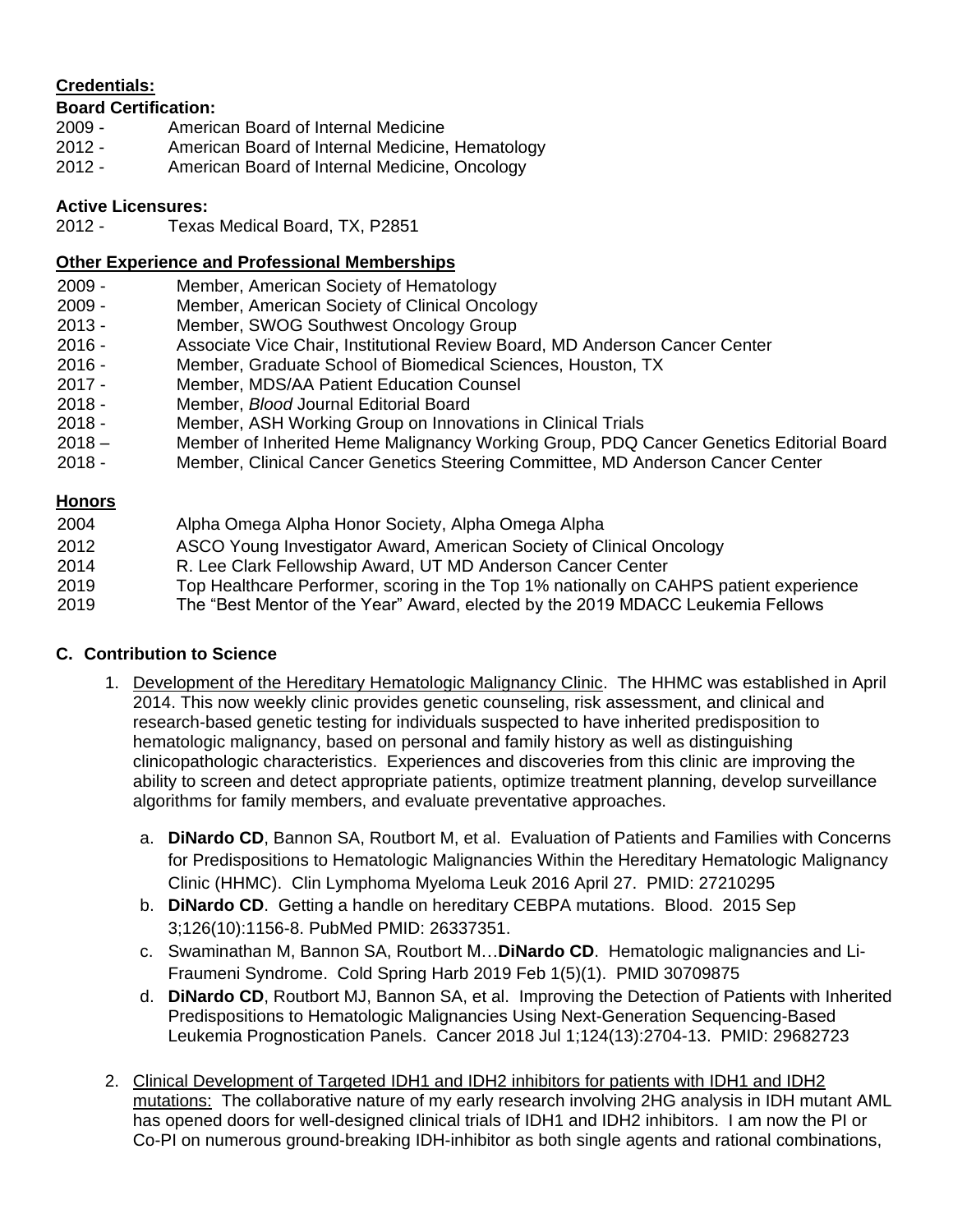**Credentials:**

**Board Certification:**

2009 - American Board of Internal Medicine
2012 - American Board of Internal Medicine, Hematology
2012 - American Board of Internal Medicine, Oncology

**Active Licensures:**

2012 - Texas Medical Board, TX, P2851

**Other Experience and Professional Memberships**

2009 - Member, American Society of Hematology
2009 - Member, American Society of Clinical Oncology
2013 - Member, SWOG Southwest Oncology Group
2016 - Associate Vice Chair, Institutional Review Board, MD Anderson Cancer Center
2016 - Member, Graduate School of Biomedical Sciences, Houston, TX
2017 - Member, MDS/AA Patient Education Counsel
2018 - Member, *Blood* Journal Editorial Board
2018 - Member, ASH Working Group on Innovations in Clinical Trials
2018 – Member of Inherited Heme Malignancy Working Group, PDQ Cancer Genetics Editorial Board
2018 - Member, Clinical Cancer Genetics Steering Committee, MD Anderson Cancer Center

**Honors**

2004 Alpha Omega Alpha Honor Society, Alpha Omega Alpha
2012 ASCO Young Investigator Award, American Society of Clinical Oncology
2014 R. Lee Clark Fellowship Award, UT MD Anderson Cancer Center
2019 Top Healthcare Performer, scoring in the Top 1% nationally on CAHPS patient experience
2019 The "Best Mentor of the Year" Award, elected by the 2019 MDACC Leukemia Fellows

**C. Contribution to Science**

1. Development of the Hereditary Hematologic Malignancy Clinic. The HHMC was established in April 2014. This now weekly clinic provides genetic counseling, risk assessment, and clinical and research-based genetic testing for individuals suspected to have inherited predisposition to hematologic malignancy, based on personal and family history as well as distinguishing clinicopathologic characteristics. Experiences and discoveries from this clinic are improving the ability to screen and detect appropriate patients, optimize treatment planning, develop surveillance algorithms for family members, and evaluate preventative approaches.

   a. **DiNardo CD**, Bannon SA, Routbort M, et al. Evaluation of Patients and Families with Concerns for Predispositions to Hematologic Malignancies Within the Hereditary Hematologic Malignancy Clinic (HHMC). Clin Lymphoma Myeloma Leuk 2016 April 27. PMID: 27210295
   b. **DiNardo CD**. Getting a handle on hereditary CEBPA mutations. Blood. 2015 Sep 3;126(10):1156-8. PubMed PMID: 26337351.
   c. Swaminathan M, Bannon SA, Routbort M…**DiNardo CD**. Hematologic malignancies and Li-Fraumeni Syndrome. Cold Spring Harb 2019 Feb 1(5)(1). PMID 30709875
   d. **DiNardo CD**, Routbort MJ, Bannon SA, et al. Improving the Detection of Patients with Inherited Predispositions to Hematologic Malignancies Using Next-Generation Sequencing-Based Leukemia Prognostication Panels. Cancer 2018 Jul 1;124(13):2704-13. PMID: 29682723

2. Clinical Development of Targeted IDH1 and IDH2 inhibitors for patients with IDH1 and IDH2 mutations: The collaborative nature of my early research involving 2HG analysis in IDH mutant AML has opened doors for well-designed clinical trials of IDH1 and IDH2 inhibitors. I am now the PI or Co-PI on numerous ground-breaking IDH-inhibitor as both single agents and rational combinations,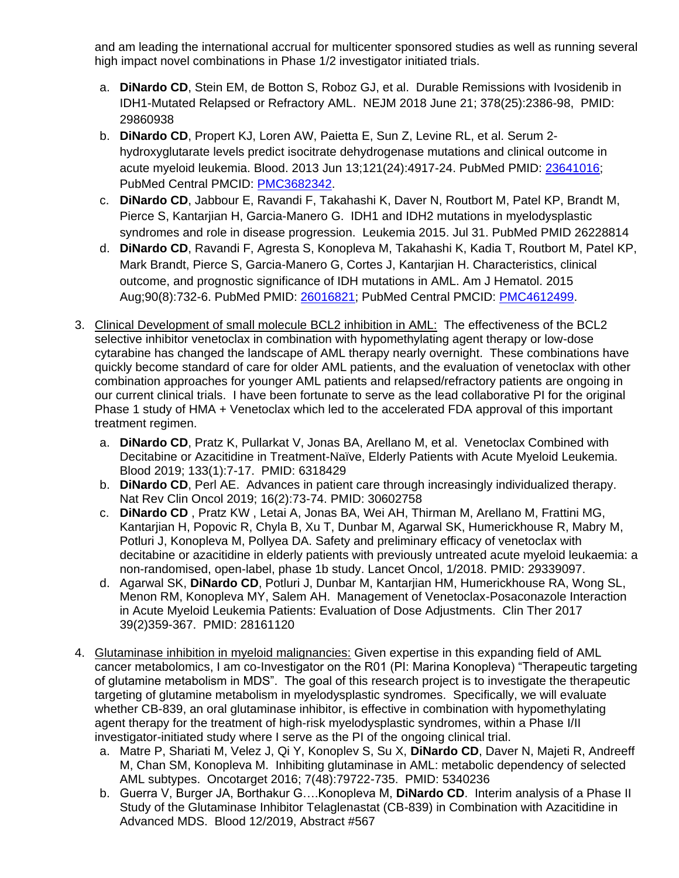and am leading the international accrual for multicenter sponsored studies as well as running several high impact novel combinations in Phase 1/2 investigator initiated trials.

a. **DiNardo CD**, Stein EM, de Botton S, Roboz GJ, et al. Durable Remissions with Ivosidenib in IDH1-Mutated Relapsed or Refractory AML. NEJM 2018 June 21; 378(25):2386-98, PMID: 29860938
b. **DiNardo CD**, Propert KJ, Loren AW, Paietta E, Sun Z, Levine RL, et al. Serum 2-hydroxyglutarate levels predict isocitrate dehydrogenase mutations and clinical outcome in acute myeloid leukemia. Blood. 2013 Jun 13;121(24):4917-24. PubMed PMID: 23641016; PubMed Central PMCID: PMC3682342.
c. **DiNardo CD**, Jabbour E, Ravandi F, Takahashi K, Daver N, Routbort M, Patel KP, Brandt M, Pierce S, Kantarjian H, Garcia-Manero G. IDH1 and IDH2 mutations in myelodysplastic syndromes and role in disease progression. Leukemia 2015. Jul 31. PubMed PMID 26228814
d. **DiNardo CD**, Ravandi F, Agresta S, Konopleva M, Takahashi K, Kadia T, Routbort M, Patel KP, Mark Brandt, Pierce S, Garcia-Manero G, Cortes J, Kantarjian H. Characteristics, clinical outcome, and prognostic significance of IDH mutations in AML. Am J Hematol. 2015 Aug;90(8):732-6. PubMed PMID: 26016821; PubMed Central PMCID: PMC4612499.

3. Clinical Development of small molecule BCL2 inhibition in AML: The effectiveness of the BCL2 selective inhibitor venetoclax in combination with hypomethylating agent therapy or low-dose cytarabine has changed the landscape of AML therapy nearly overnight. These combinations have quickly become standard of care for older AML patients, and the evaluation of venetoclax with other combination approaches for younger AML patients and relapsed/refractory patients are ongoing in our current clinical trials. I have been fortunate to serve as the lead collaborative PI for the original Phase 1 study of HMA + Venetoclax which led to the accelerated FDA approval of this important treatment regimen.

   a. **DiNardo CD**, Pratz K, Pullarkat V, Jonas BA, Arellano M, et al. Venetoclax Combined with Decitabine or Azacitidine in Treatment-Naïve, Elderly Patients with Acute Myeloid Leukemia. Blood 2019; 133(1):7-17. PMID: 6318429
   b. **DiNardo CD**, Perl AE. Advances in patient care through increasingly individualized therapy. Nat Rev Clin Oncol 2019; 16(2):73-74. PMID: 30602758
   c. **DiNardo CD** , Pratz KW , Letai A, Jonas BA, Wei AH, Thirman M, Arellano M, Frattini MG, Kantarjian H, Popovic R, Chyla B, Xu T, Dunbar M, Agarwal SK, Humerickhouse R, Mabry M, Potluri J, Konopleva M, Pollyea DA. Safety and preliminary efficacy of venetoclax with decitabine or azacitidine in elderly patients with previously untreated acute myeloid leukaemia: a non-randomised, open-label, phase 1b study. Lancet Oncol, 1/2018. PMID: 29339097.
   d. Agarwal SK, **DiNardo CD**, Potluri J, Dunbar M, Kantarjian HM, Humerickhouse RA, Wong SL, Menon RM, Konopleva MY, Salem AH. Management of Venetoclax-Posaconazole Interaction in Acute Myeloid Leukemia Patients: Evaluation of Dose Adjustments. Clin Ther 2017 39(2)359-367. PMID: 28161120

4. Glutaminase inhibition in myeloid malignancies: Given expertise in this expanding field of AML cancer metabolomics, I am co-Investigator on the R01 (PI: Marina Konopleva) "Therapeutic targeting of glutamine metabolism in MDS". The goal of this research project is to investigate the therapeutic targeting of glutamine metabolism in myelodysplastic syndromes. Specifically, we will evaluate whether CB-839, an oral glutaminase inhibitor, is effective in combination with hypomethylating agent therapy for the treatment of high-risk myelodysplastic syndromes, within a Phase I/II investigator-initiated study where I serve as the PI of the ongoing clinical trial.

   a. Matre P, Shariati M, Velez J, Qi Y, Konoplev S, Su X, **DiNardo CD**, Daver N, Majeti R, Andreeff M, Chan SM, Konopleva M. Inhibiting glutaminase in AML: metabolic dependency of selected AML subtypes. Oncotarget 2016; 7(48):79722-735. PMID: 5340236
   b. Guerra V, Burger JA, Borthakur G….Konopleva M, **DiNardo CD**. Interim analysis of a Phase II Study of the Glutaminase Inhibitor Telaglenastat (CB-839) in Combination with Azacitidine in Advanced MDS. Blood 12/2019, Abstract #567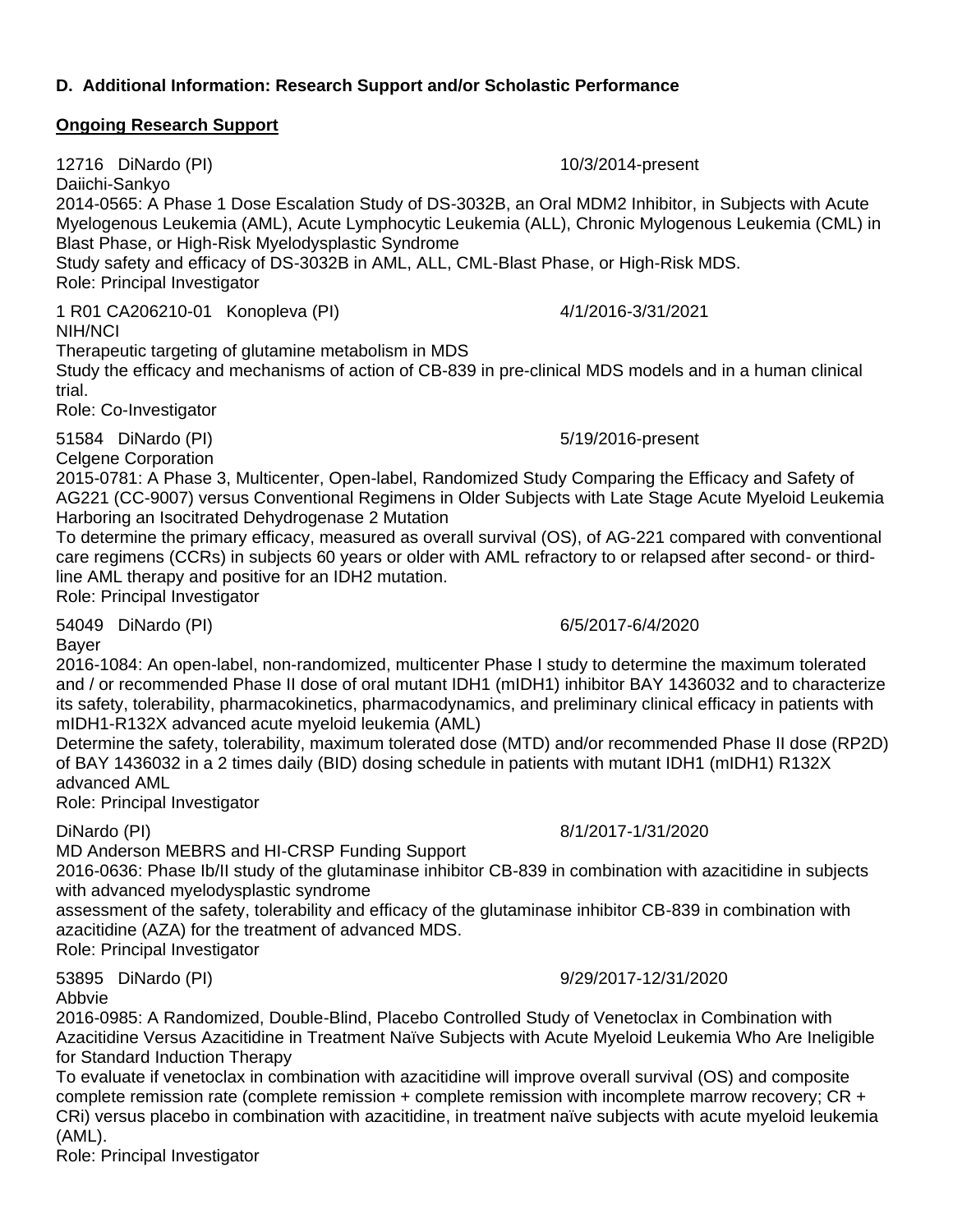**D. Additional Information: Research Support and/or Scholastic Performance**

**Ongoing Research Support**

12716 DiNardo (PI) 10/3/2014-present
Daiichi-Sankyo
2014-0565: A Phase 1 Dose Escalation Study of DS-3032B, an Oral MDM2 Inhibitor, in Subjects with Acute Myelogenous Leukemia (AML), Acute Lymphocytic Leukemia (ALL), Chronic Mylogenous Leukemia (CML) in Blast Phase, or High-Risk Myelodysplastic Syndrome
Study safety and efficacy of DS-3032B in AML, ALL, CML-Blast Phase, or High-Risk MDS.
Role: Principal Investigator

1 R01 CA206210-01 Konopleva (PI) 4/1/2016-3/31/2021
NIH/NCI
Therapeutic targeting of glutamine metabolism in MDS
Study the efficacy and mechanisms of action of CB-839 in pre-clinical MDS models and in a human clinical trial.
Role: Co-Investigator

51584 DiNardo (PI) 5/19/2016-present
Celgene Corporation
2015-0781: A Phase 3, Multicenter, Open-label, Randomized Study Comparing the Efficacy and Safety of AG221 (CC-9007) versus Conventional Regimens in Older Subjects with Late Stage Acute Myeloid Leukemia Harboring an Isocitrated Dehydrogenase 2 Mutation
To determine the primary efficacy, measured as overall survival (OS), of AG-221 compared with conventional care regimens (CCRs) in subjects 60 years or older with AML refractory to or relapsed after second- or third-line AML therapy and positive for an IDH2 mutation.
Role: Principal Investigator

54049 DiNardo (PI) 6/5/2017-6/4/2020
Bayer
2016-1084: An open-label, non-randomized, multicenter Phase I study to determine the maximum tolerated and / or recommended Phase II dose of oral mutant IDH1 (mIDH1) inhibitor BAY 1436032 and to characterize its safety, tolerability, pharmacokinetics, pharmacodynamics, and preliminary clinical efficacy in patients with mIDH1-R132X advanced acute myeloid leukemia (AML)
Determine the safety, tolerability, maximum tolerated dose (MTD) and/or recommended Phase II dose (RP2D) of BAY 1436032 in a 2 times daily (BID) dosing schedule in patients with mutant IDH1 (mIDH1) R132X advanced AML
Role: Principal Investigator

DiNardo (PI) 8/1/2017-1/31/2020
MD Anderson MEBRS and HI-CRSP Funding Support
2016-0636: Phase Ib/II study of the glutaminase inhibitor CB-839 in combination with azacitidine in subjects with advanced myelodysplastic syndrome
assessment of the safety, tolerability and efficacy of the glutaminase inhibitor CB-839 in combination with azacitidine (AZA) for the treatment of advanced MDS.
Role: Principal Investigator

53895 DiNardo (PI) 9/29/2017-12/31/2020
Abbvie
2016-0985: A Randomized, Double-Blind, Placebo Controlled Study of Venetoclax in Combination with Azacitidine Versus Azacitidine in Treatment Naïve Subjects with Acute Myeloid Leukemia Who Are Ineligible for Standard Induction Therapy
To evaluate if venetoclax in combination with azacitidine will improve overall survival (OS) and composite complete remission rate (complete remission + complete remission with incomplete marrow recovery; CR + CRi) versus placebo in combination with azacitidine, in treatment naïve subjects with acute myeloid leukemia (AML).
Role: Principal Investigator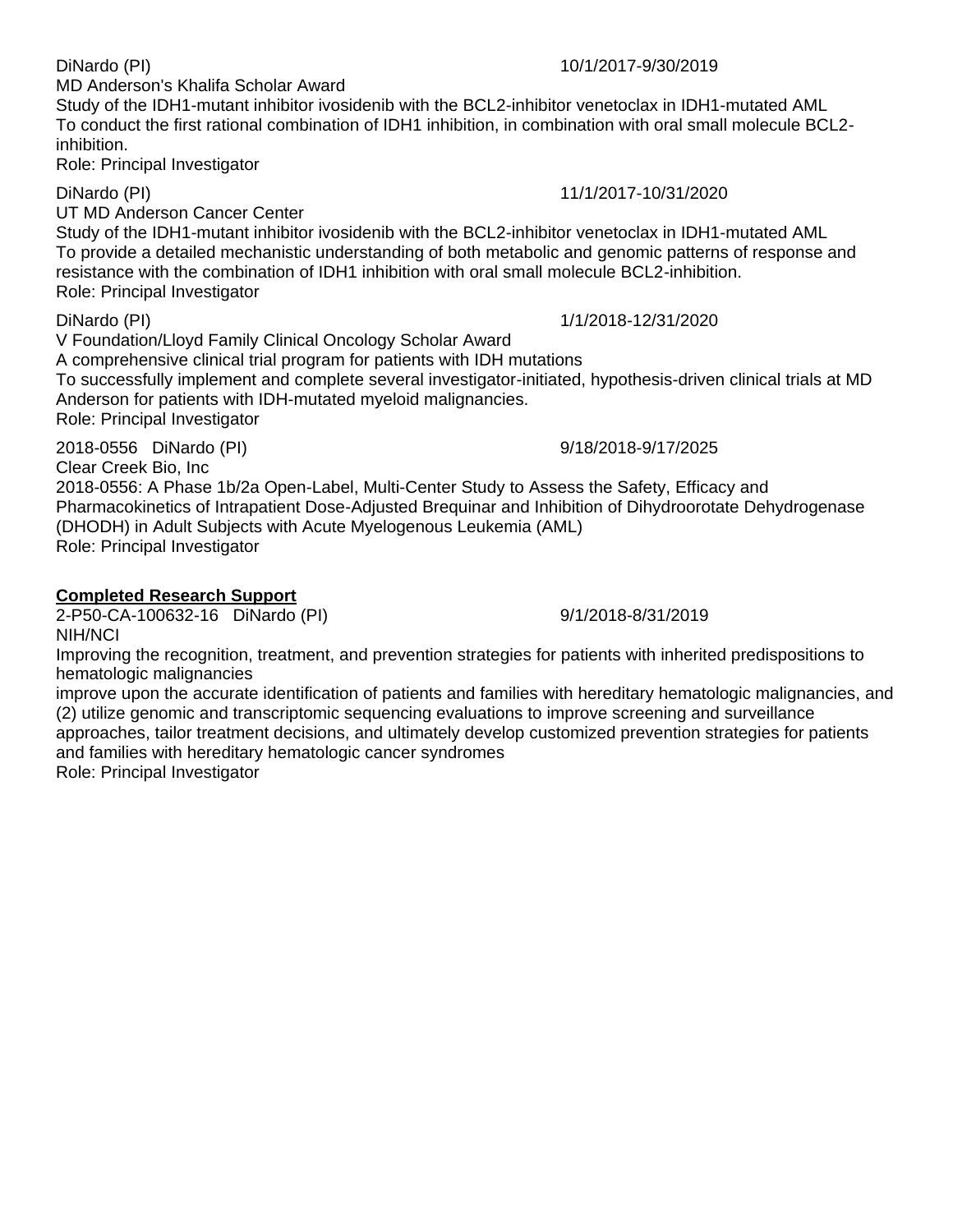DiNardo (PI) 10/1/2017-9/30/2019
MD Anderson's Khalifa Scholar Award
Study of the IDH1-mutant inhibitor ivosidenib with the BCL2-inhibitor venetoclax in IDH1-mutated AML
To conduct the first rational combination of IDH1 inhibition, in combination with oral small molecule BCL2-inhibition.
Role: Principal Investigator

DiNardo (PI) 11/1/2017-10/31/2020
UT MD Anderson Cancer Center
Study of the IDH1-mutant inhibitor ivosidenib with the BCL2-inhibitor venetoclax in IDH1-mutated AML
To provide a detailed mechanistic understanding of both metabolic and genomic patterns of response and resistance with the combination of IDH1 inhibition with oral small molecule BCL2-inhibition.
Role: Principal Investigator

DiNardo (PI) 1/1/2018-12/31/2020
V Foundation/Lloyd Family Clinical Oncology Scholar Award
A comprehensive clinical trial program for patients with IDH mutations
To successfully implement and complete several investigator-initiated, hypothesis-driven clinical trials at MD Anderson for patients with IDH-mutated myeloid malignancies.
Role: Principal Investigator

2018-0556 DiNardo (PI) 9/18/2018-9/17/2025
Clear Creek Bio, Inc
2018-0556: A Phase 1b/2a Open-Label, Multi-Center Study to Assess the Safety, Efficacy and Pharmacokinetics of Intrapatient Dose-Adjusted Brequinar and Inhibition of Dihydroorotate Dehydrogenase (DHODH) in Adult Subjects with Acute Myelogenous Leukemia (AML)
Role: Principal Investigator

**Completed Research Support**

2-P50-CA-100632-16 DiNardo (PI) 9/1/2018-8/31/2019
NIH/NCI
Improving the recognition, treatment, and prevention strategies for patients with inherited predispositions to hematologic malignancies
improve upon the accurate identification of patients and families with hereditary hematologic malignancies, and (2) utilize genomic and transcriptomic sequencing evaluations to improve screening and surveillance approaches, tailor treatment decisions, and ultimately develop customized prevention strategies for patients and families with hereditary hematologic cancer syndromes
Role: Principal Investigator